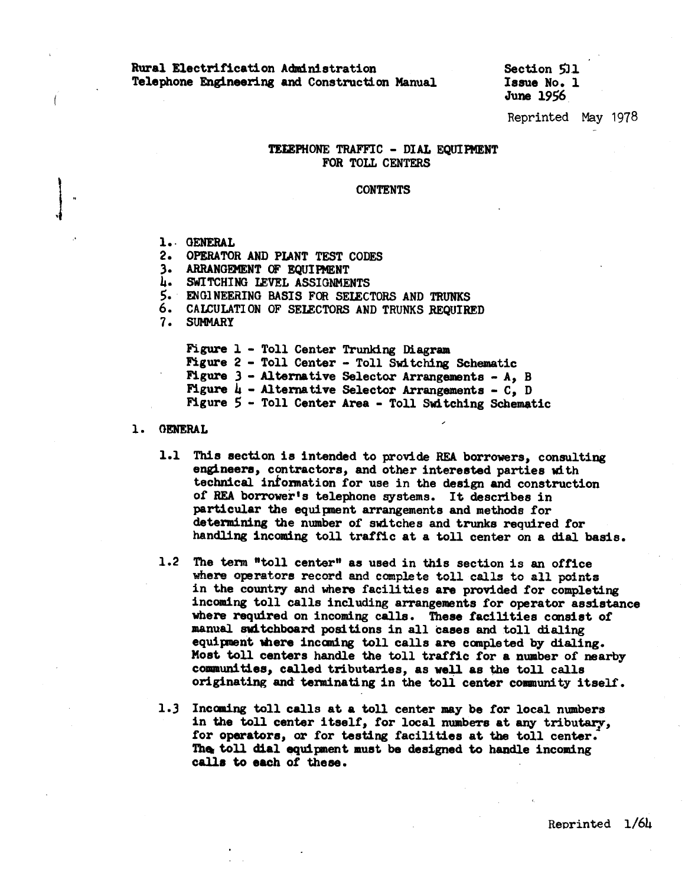Rural Electrification Administration
Telephone Engineering and Construction Manual

Section 511
Issue No. 1
June 1956

Reprinted May 1978

# TELEPHONE TRAFFIC - DIAL EQUIPMENT FOR TOLL CENTERS

## CONTENTS

1. GENERAL
2. OPERATOR AND PLANT TEST CODES
3. ARRANGEMENT OF EQUIPMENT
4. SWITCHING LEVEL ASSIGNMENTS
5. ENGINEERING BASIS FOR SELECTORS AND TRUNKS
6. CALCULATION OF SELECTORS AND TRUNKS REQUIRED
7. SUMMARY

Figure 1 - Toll Center Trunking Diagram
Figure 2 - Toll Center - Toll Switching Schematic
Figure 3 - Alternative Selector Arrangements - A, B
Figure 4 - Alternative Selector Arrangements - C, D
Figure 5 - Toll Center Area - Toll Switching Schematic

## 1. GENERAL

1.1 This section is intended to provide REA borrowers, consulting engineers, contractors, and other interested parties with technical information for use in the design and construction of REA borrower's telephone systems. It describes in particular the equipment arrangements and methods for determining the number of switches and trunks required for handling incoming toll traffic at a toll center on a dial basis.

1.2 The term "toll center" as used in this section is an office where operators record and complete toll calls to all points in the country and where facilities are provided for completing incoming toll calls including arrangements for operator assistance where required on incoming calls. These facilities consist of manual switchboard positions in all cases and toll dialing equipment where incoming toll calls are completed by dialing. Most toll centers handle the toll traffic for a number of nearby communities, called tributaries, as well as the toll calls originating and terminating in the toll center community itself.

1.3 Incoming toll calls at a toll center may be for local numbers in the toll center itself, for local numbers at any tributary, for operators, or for testing facilities at the toll center. The toll dial equipment must be designed to handle incoming calls to each of these.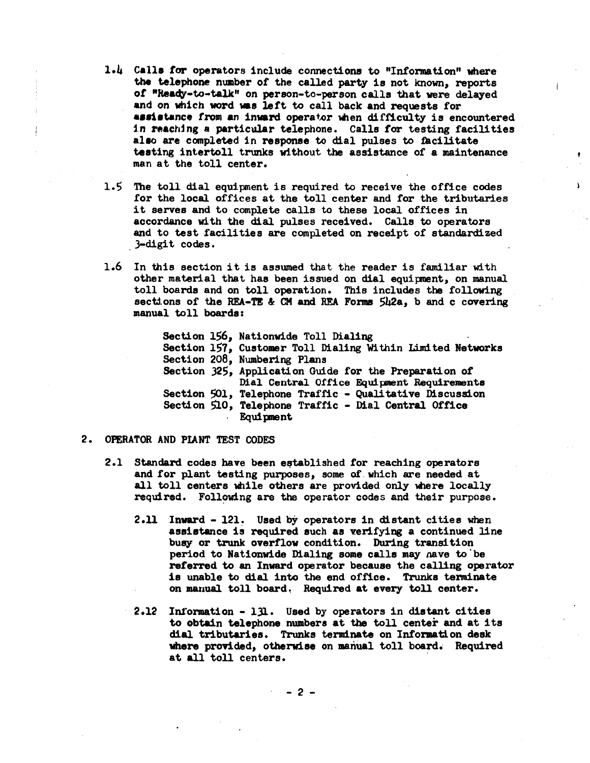1.4 Calls for operators include connections to "Information" where the telephone number of the called party is not known, reports of "Ready-to-talk" on person-to-person calls that were delayed and on which word was left to call back and requests for assistance from an inward operator when difficulty is encountered in reaching a particular telephone. Calls for testing facilities also are completed in response to dial pulses to facilitate testing intertoll trunks without the assistance of a maintenance man at the toll center.

1.5 The toll dial equipment is required to receive the office codes for the local offices at the toll center and for the tributaries it serves and to complete calls to these local offices in accordance with the dial pulses received. Calls to operators and to test facilities are completed on receipt of standardized 3-digit codes.

1.6 In this section it is assumed that the reader is familiar with other material that has been issued on dial equipment, on manual toll boards and on toll operation. This includes the following sections of the REA-TE & CM and REA Forms 542a, b and c covering manual toll boards:

- Section 156, Nationwide Toll Dialing
- Section 157, Customer Toll Dialing Within Limited Networks
- Section 208, Numbering Plans
- Section 325, Application Guide for the Preparation of Dial Central Office Equipment Requirements
- Section 501, Telephone Traffic - Qualitative Discussion
- Section 510, Telephone Traffic - Dial Central Office Equipment

## 2. OPERATOR AND PLANT TEST CODES

2.1 Standard codes have been established for reaching operators and for plant testing purposes, some of which are needed at all toll centers while others are provided only where locally required. Following are the operator codes and their purpose.

2.11 Inward - 121. Used by operators in distant cities when assistance is required such as verifying a continued line busy or trunk overflow condition. During transition period to Nationwide Dialing some calls may have to be referred to an Inward operator because the calling operator is unable to dial into the end office. Trunks terminate on manual toll board. Required at every toll center.

2.12 Information - 131. Used by operators in distant cities to obtain telephone numbers at the toll center and at its dial tributaries. Trunks terminate on Information desk where provided, otherwise on manual toll board. Required at all toll centers.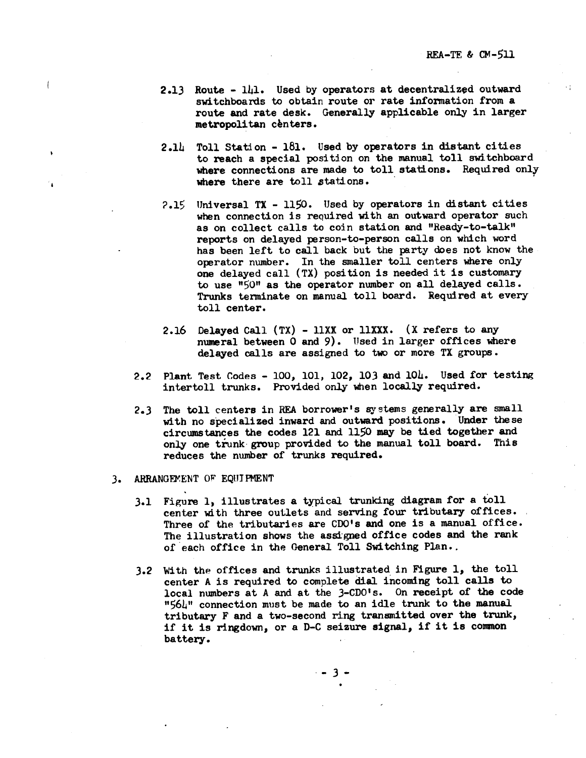2.13 Route - 141. Used by operators at decentralized outward switchboards to obtain route or rate information from a route and rate desk. Generally applicable only in larger metropolitan centers.

2.14 Toll Station - 181. Used by operators in distant cities to reach a special position on the manual toll switchboard where connections are made to toll stations. Required only where there are toll stations.

2.15 Universal TX - 1150. Used by operators in distant cities when connection is required with an outward operator such as on collect calls to coin station and "Ready-to-talk" reports on delayed person-to-person calls on which word has been left to call back but the party does not know the operator number. In the smaller toll centers where only one delayed call (TX) position is needed it is customary to use "50" as the operator number on all delayed calls. Trunks terminate on manual toll board. Required at every toll center.

2.16 Delayed Call (TX) - 11XX or 11XXX. (X refers to any numeral between 0 and 9). Used in larger offices where delayed calls are assigned to two or more TX groups.

2.2 Plant Test Codes - 100, 101, 102, 103 and 104. Used for testing intertoll trunks. Provided only when locally required.

2.3 The toll centers in REA borrower's systems generally are small with no specialized inward and outward positions. Under these circumstances the codes 121 and 1150 may be tied together and only one trunk group provided to the manual toll board. This reduces the number of trunks required.

## 3. ARRANGEMENT OF EQUIPMENT

3.1 Figure 1, illustrates a typical trunking diagram for a toll center with three outlets and serving four tributary offices. Three of the tributaries are CDO's and one is a manual office. The illustration shows the assigned office codes and the rank of each office in the General Toll Switching Plan.

3.2 With the offices and trunks illustrated in Figure 1, the toll center A is required to complete dial incoming toll calls to local numbers at A and at the 3-CDO's. On receipt of the code "564" connection must be made to an idle trunk to the manual tributary F and a two-second ring transmitted over the trunk, if it is ringdown, or a D-C seizure signal, if it is common battery.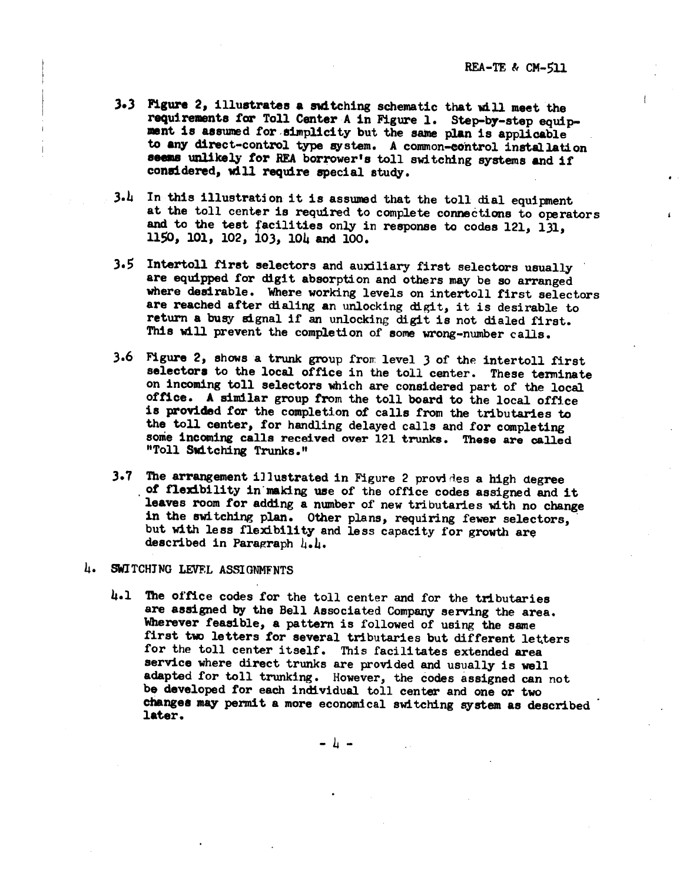3.3 Figure 2, illustrates a switching schematic that will meet the requirements for Toll Center A in Figure 1. Step-by-step equipment is assumed for simplicity but the same plan is applicable to any direct-control type system. A common-control installation seems unlikely for REA borrower's toll switching systems and if considered, will require special study.

3.4 In this illustration it is assumed that the toll dial equipment at the toll center is required to complete connections to operators and to the test facilities only in response to codes 121, 131, 1150, 101, 102, 103, 104 and 100.

3.5 Intertoll first selectors and auxiliary first selectors usually are equipped for digit absorption and others may be so arranged where desirable. Where working levels on intertoll first selectors are reached after dialing an unlocking digit, it is desirable to return a busy signal if an unlocking digit is not dialed first. This will prevent the completion of some wrong-number calls.

3.6 Figure 2, shows a trunk group from level 3 of the intertoll first selectors to the local office in the toll center. These terminate on incoming toll selectors which are considered part of the local office. A similar group from the toll board to the local office is provided for the completion of calls from the tributaries to the toll center, for handling delayed calls and for completing some incoming calls received over 121 trunks. These are called "Toll Switching Trunks."

3.7 The arrangement illustrated in Figure 2 provides a high degree of flexibility in making use of the office codes assigned and it leaves room for adding a number of new tributaries with no change in the switching plan. Other plans, requiring fewer selectors, but with less flexibility and less capacity for growth are described in Paragraph 4.4.

## 4. SWITCHING LEVEL ASSIGNMENTS

4.1 The office codes for the toll center and for the tributaries are assigned by the Bell Associated Company serving the area. Wherever feasible, a pattern is followed of using the same first two letters for several tributaries but different letters for the toll center itself. This facilitates extended area service where direct trunks are provided and usually is well adapted for toll trunking. However, the codes assigned can not be developed for each individual toll center and one or two changes may permit a more economical switching system as described later.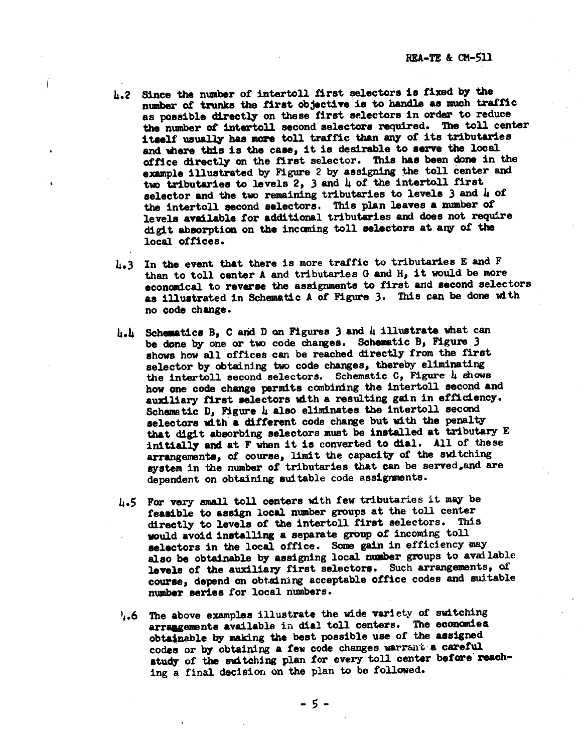4.2 Since the number of intertoll first selectors is fixed by the number of trunks the first objective is to handle as much traffic as possible directly on these first selectors in order to reduce the number of intertoll second selectors required. The toll center itself usually has more toll traffic than any of its tributaries and where this is the case, it is desirable to serve the local office directly on the first selector. This has been done in the example illustrated by Figure 2 by assigning the toll center and two tributaries to levels 2, 3 and 4 of the intertoll first selector and the two remaining tributaries to levels 3 and 4 of the intertoll second selectors. This plan leaves a number of levels available for additional tributaries and does not require digit absorption on the incoming toll selectors at any of the local offices.

4.3 In the event that there is more traffic to tributaries E and F than to toll center A and tributaries G and H, it would be more economical to reverse the assignments to first and second selectors as illustrated in Schematic A of Figure 3. This can be done with no code change.

4.4 Schematics B, C and D on Figures 3 and 4 illustrate what can be done by one or two code changes. Schematic B, Figure 3 shows how all offices can be reached directly from the first selector by obtaining two code changes, thereby eliminating the intertoll second selectors. Schematic C, Figure 4 shows how one code change permits combining the intertoll second and auxiliary first selectors with a resulting gain in efficiency. Schematic D, Figure 4 also eliminates the intertoll second selectors with a different code change but with the penalty that digit absorbing selectors must be installed at tributary E initially and at F when it is converted to dial. All of these arrangements, of course, limit the capacity of the switching system in the number of tributaries that can be served, and are dependent on obtaining suitable code assignments.

4.5 For very small toll centers with few tributaries it may be feasible to assign local number groups at the toll center directly to levels of the intertoll first selectors. This would avoid installing a separate group of incoming toll selectors in the local office. Some gain in efficiency may also be obtainable by assigning local number groups to available levels of the auxiliary first selectors. Such arrangements, of course, depend on obtaining acceptable office codes and suitable number series for local numbers.

4.6 The above examples illustrate the wide variety of switching arrangements available in dial toll centers. The economies obtainable by making the best possible use of the assigned codes or by obtaining a few code changes warrant a careful study of the switching plan for every toll center before reaching a final decision on the plan to be followed.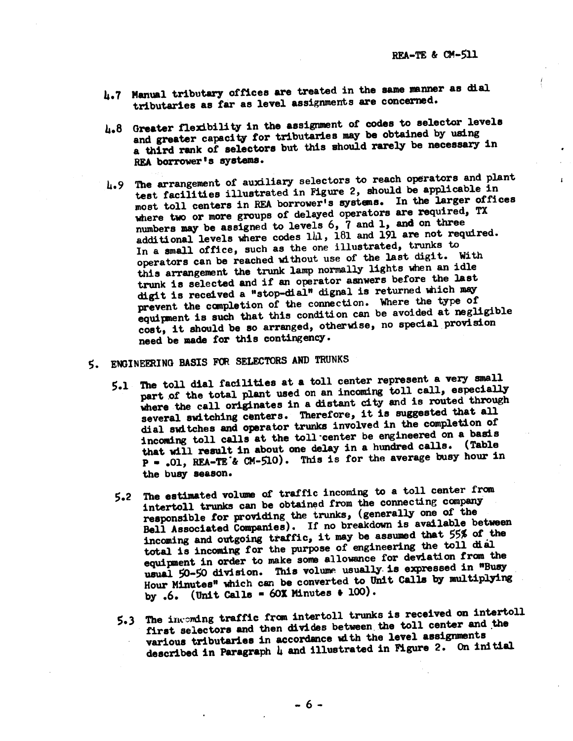4.7 Manual tributary offices are treated in the same manner as dial tributaries as far as level assignments are concerned.

4.8 Greater flexibility in the assignment of codes to selector levels and greater capacity for tributaries may be obtained by using a third rank of selectors but this should rarely be necessary in REA borrower's systems.

4.9 The arrangement of auxiliary selectors to reach operators and plant test facilities illustrated in Figure 2, should be applicable in most toll centers in REA borrower's systems. In the larger offices where two or more groups of delayed operators are required, TX numbers may be assigned to levels 6, 7 and 1, and on three additional levels where codes 141, 181 and 191 are not required. In a small office, such as the one illustrated, trunks to operators can be reached without use of the last digit. With this arrangement the trunk lamp normally lights when an idle trunk is selected and if an operator asnwers before the last digit is received a "stop-dial" dignal is returned which may prevent the completion of the connection. Where the type of equipment is such that this condition can be avoided at negligible cost, it should be so arranged, otherwise, no special provision need be made for this contingency.

## 5. ENGINEERING BASIS FOR SELECTORS AND TRUNKS

5.1 The toll dial facilities at a toll center represent a very small part of the total plant used on an incoming toll call, especially where the call originates in a distant city and is routed through several switching centers. Therefore, it is suggested that all dial switches and operator trunks involved in the completion of incoming toll calls at the toll center be engineered on a basis that will result in about one delay in a hundred calls. (Table P = .01, REA-TE & CM-510). This is for the average busy hour in the busy season.

5.2 The estimated volume of traffic incoming to a toll center from intertoll trunks can be obtained from the connecting company responsible for providing the trunks, (generally one of the Bell Associated Companies). If no breakdown is available between the incoming and outgoing traffic, it may be assumed that 55% of the total is incoming for the purpose of engineering the toll dial equipment in order to make some allowance for deviation from the usual 50-50 division. This volume usually is expressed in "Busy Hour Minutes" which can be converted to Unit Calls by multiplying by .6. (Unit Calls = 60X Minutes ÷ 100).

5.3 The incoming traffic from intertoll trunks is received on intertoll first selectors and then divides between the toll center and the various tributaries in accordance with the level assignments described in Paragraph 4 and illustrated in Figure 2. On initial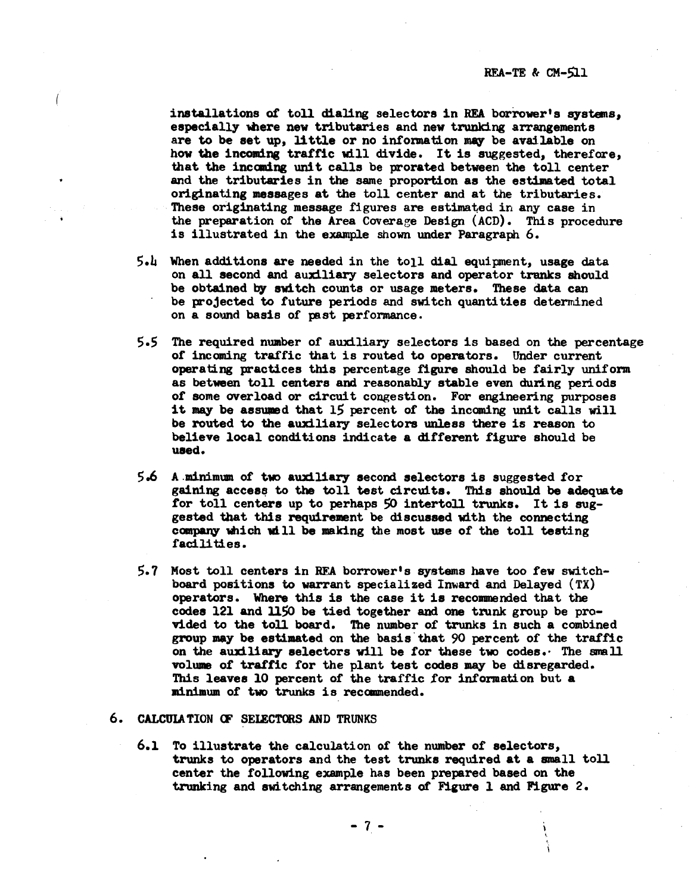installations of toll dialing selectors in REA borrower's systems, especially where new tributaries and new trunking arrangements are to be set up, little or no information may be available on how the incoming traffic will divide. It is suggested, therefore, that the incoming unit calls be prorated between the toll center and the tributaries in the same proportion as the estimated total originating messages at the toll center and at the tributaries. These originating message figures are estimated in any case in the preparation of the Area Coverage Design (ACD). This procedure is illustrated in the example shown under Paragraph 6.

5.4 When additions are needed in the toll dial equipment, usage data on all second and auxiliary selectors and operator tranks should be obtained by switch counts or usage meters. These data can be projected to future periods and switch quantities determined on a sound basis of past performance.

5.5 The required number of auxiliary selectors is based on the percentage of incoming traffic that is routed to operators. Under current operating practices this percentage figure should be fairly uniform as between toll centers and reasonably stable even during periods of some overload or circuit congestion. For engineering purposes it may be assumed that 15 percent of the incoming unit calls will be routed to the auxiliary selectors unless there is reason to believe local conditions indicate a different figure should be used.

5.6 A minimum of two auxiliary second selectors is suggested for gaining access to the toll test circuits. This should be adequate for toll centers up to perhaps 50 intertoll trunks. It is suggested that this requirement be discussed with the connecting company which will be making the most use of the toll testing facilities.

5.7 Most toll centers in REA borrower's systems have too few switchboard positions to warrant specialized Inward and Delayed (TX) operators. Where this is the case it is recommended that the codes 121 and 1150 be tied together and one trunk group be provided to the toll board. The number of trunks in such a combined group may be estimated on the basis that 90 percent of the traffic on the auxiliary selectors will be for these two codes. The small volume of traffic for the plant test codes may be disregarded. This leaves 10 percent of the traffic for information but a minimum of two trunks is recommended.

## 6. CALCULATION OF SELECTORS AND TRUNKS

6.1 To illustrate the calculation of the number of selectors, trunks to operators and the test trunks required at a small toll center the following example has been prepared based on the trunking and switching arrangements of Figure 1 and Figure 2.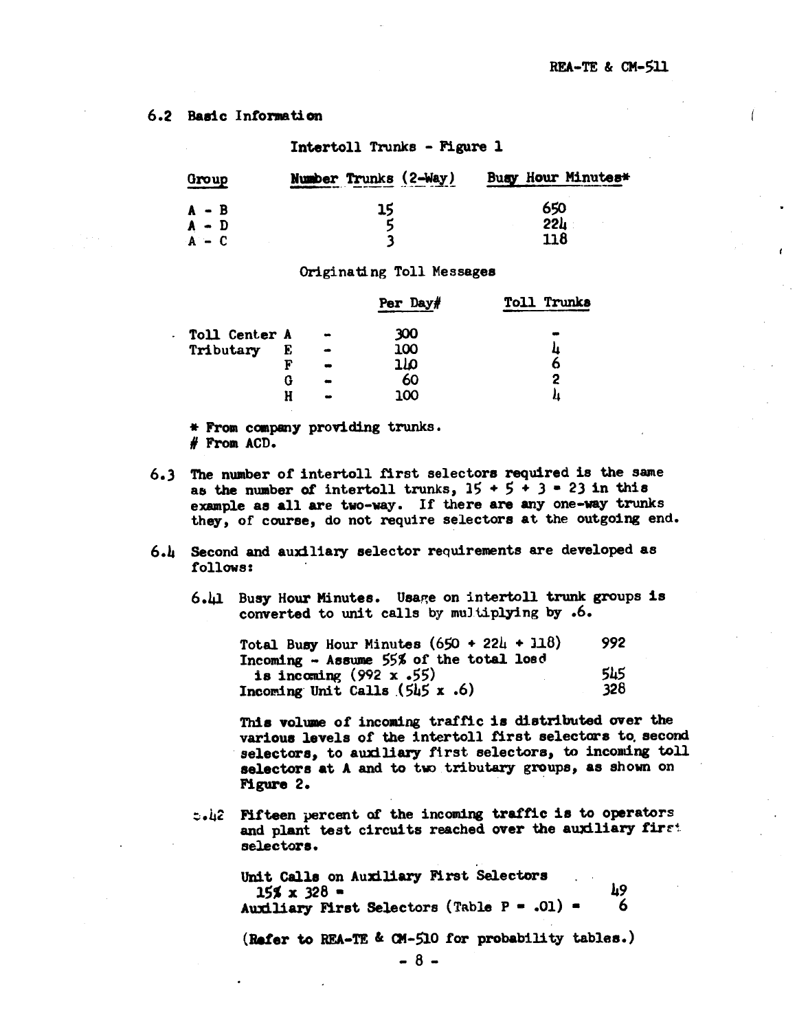## 6.2 Basic Information

Intertoll Trunks - Figure 1

| Group | Number Trunks (2-Way) | Busy Hour Minutes* |
|---|---|---|
| A - B | 15 | 650 |
| A - D | 5 | 224 |
| A - C | 3 | 118 |

Originating Toll Messages

| | | | Per Day# | Toll Trunks |
|---|---|---|---|---|
| Toll Center | A | - | 300 | - |
| Tributary | E | - | 100 | 4 |
| | F | - | 140 | 6 |
| | G | - | 60 | 2 |
| | H | - | 100 | 4 |

* From company providing trunks.
# From ACD.

6.3 The number of intertoll first selectors required is the same as the number of intertoll trunks, 15 + 5 + 3 = 23 in this example as all are two-way. If there are any one-way trunks they, of course, do not require selectors at the outgoing end.

6.4 Second and auxiliary selector requirements are developed as follows:

6.41 Busy Hour Minutes. Usage on intertoll trunk groups is converted to unit calls by multiplying by .6.

| | |
|---|---|
| Total Busy Hour Minutes (650 + 224 + 118) | 992 |
| Incoming - Assume 55% of the total load is incoming (992 x .55) | 545 |
| Incoming Unit Calls (545 x .6) | 328 |

This volume of incoming traffic is distributed over the various levels of the intertoll first selectors to second selectors, to auxiliary first selectors, to incoming toll selectors at A and to two tributary groups, as shown on Figure 2.

6.42 Fifteen percent of the incoming traffic is to operators and plant test circuits reached over the auxiliary first selectors.

| | |
|---|---|
| Unit Calls on Auxiliary First Selectors 15% x 328 = | 49 |
| Auxiliary First Selectors (Table P = .01) = | 6 |

(Refer to REA-TE & CM-510 for probability tables.)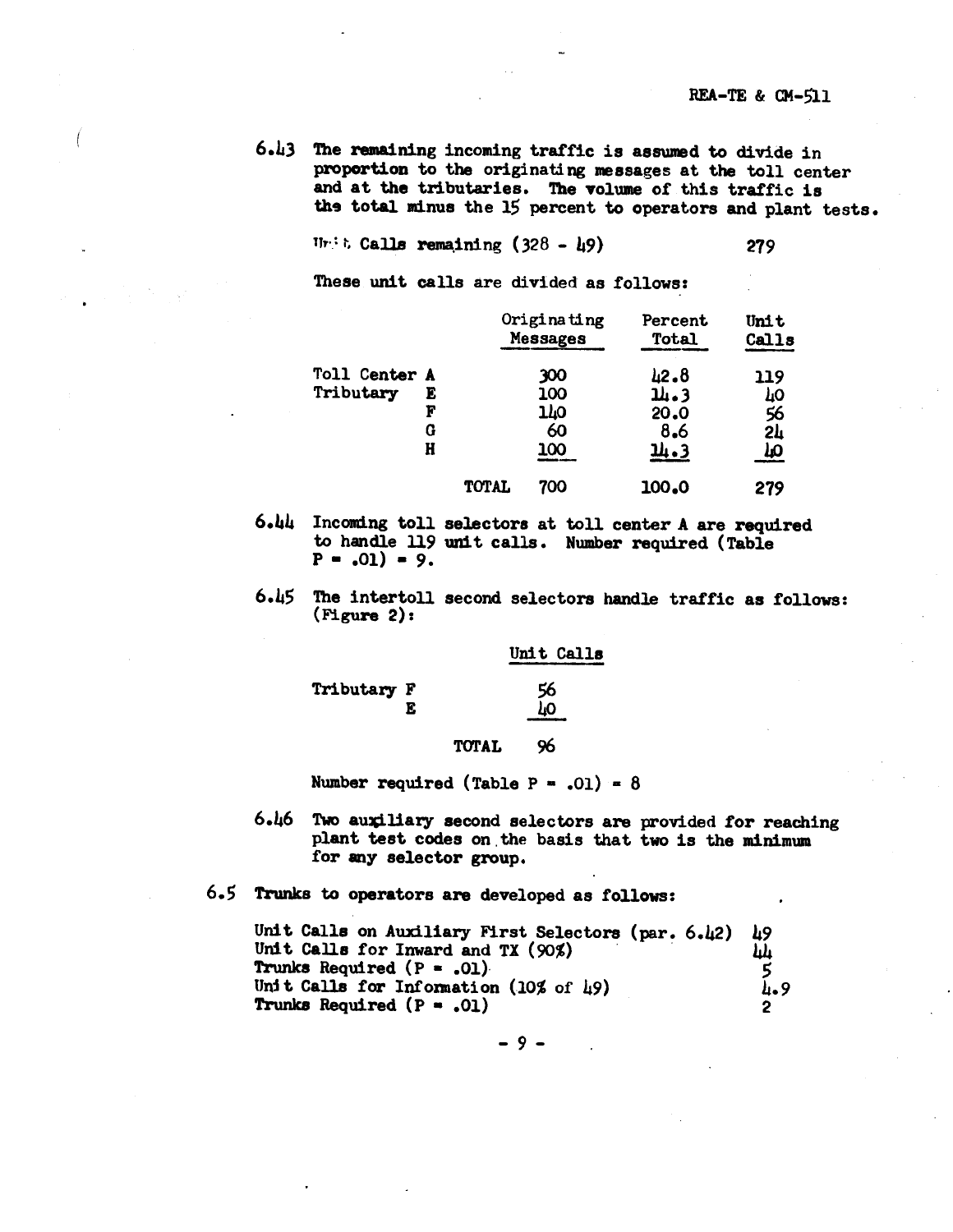6.43 The remaining incoming traffic is assumed to divide in proportion to the originating messages at the toll center and at the tributaries. The volume of this traffic is the total minus the 15 percent to operators and plant tests.

Unit Calls remaining (328 - 49) 279

These unit calls are divided as follows:

| | Originating Messages | Percent Total | Unit Calls |
|---|---|---|---|
| Toll Center A | 300 | 42.8 | 119 |
| Tributary E | 100 | 14.3 | 40 |
| F | 140 | 20.0 | 56 |
| G | 60 | 8.6 | 24 |
| H | 100 | 14.3 | 40 |
| TOTAL | 700 | 100.0 | 279 |

6.44 Incoming toll selectors at toll center A are required to handle 119 unit calls. Number required (Table P = .01) = 9.

6.45 The intertoll second selectors handle traffic as follows: (Figure 2):

| | Unit Calls |
|---|---|
| Tributary F | 56 |
| E | 40 |
| TOTAL | 96 |

Number required (Table P = .01) = 8

6.46 Two auxiliary second selectors are provided for reaching plant test codes on the basis that two is the minimum for any selector group.

6.5 Trunks to operators are developed as follows:

| | |
|---|---|
| Unit Calls on Auxiliary First Selectors (par. 6.42) | 49 |
| Unit Calls for Inward and TX (90%) | 44 |
| Trunks Required (P = .01) | 5 |
| Unit Calls for Information (10% of 49) | 4.9 |
| Trunks Required (P = .01) | 2 |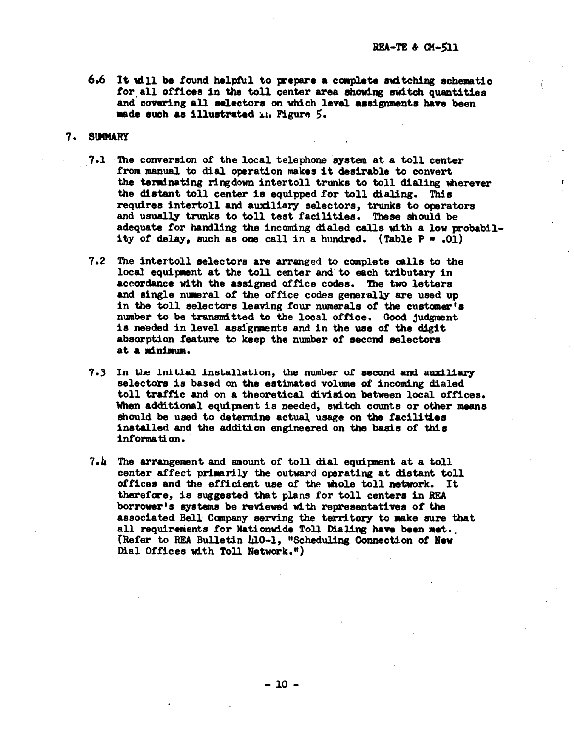6.6 It will be found helpful to prepare a complete switching schematic for all offices in the toll center area showing switch quantities and covering all selectors on which level assignments have been made such as illustrated in Figure 5.

## 7. SUMMARY

7.1 The conversion of the local telephone system at a toll center from manual to dial operation makes it desirable to convert the terminating ringdown intertoll trunks to toll dialing wherever the distant toll center is equipped for toll dialing. This requires intertoll and auxiliary selectors, trunks to operators and usually trunks to toll test facilities. These should be adequate for handling the incoming dialed calls with a low probability of delay, such as one call in a hundred. (Table P = .01)

7.2 The intertoll selectors are arranged to complete calls to the local equipment at the toll center and to each tributary in accordance with the assigned office codes. The two letters and single numeral of the office codes generally are used up in the toll selectors leaving four numerals of the customer's number to be transmitted to the local office. Good judgment is needed in level assignments and in the use of the digit absorption feature to keep the number of second selectors at a minimum.

7.3 In the initial installation, the number of second and auxiliary selectors is based on the estimated volume of incoming dialed toll traffic and on a theoretical division between local offices. When additional equipment is needed, switch counts or other means should be used to determine actual usage on the facilities installed and the addition engineered on the basis of this information.

7.4 The arrangement and amount of toll dial equipment at a toll center affect primarily the outward operating at distant toll offices and the efficient use of the whole toll network. It therefore, is suggested that plans for toll centers in REA borrower's systems be reviewed with representatives of the associated Bell Company serving the territory to make sure that all requirements for Nationwide Toll Dialing have been met. (Refer to REA Bulletin 410-1, "Scheduling Connection of New Dial Offices with Toll Network.")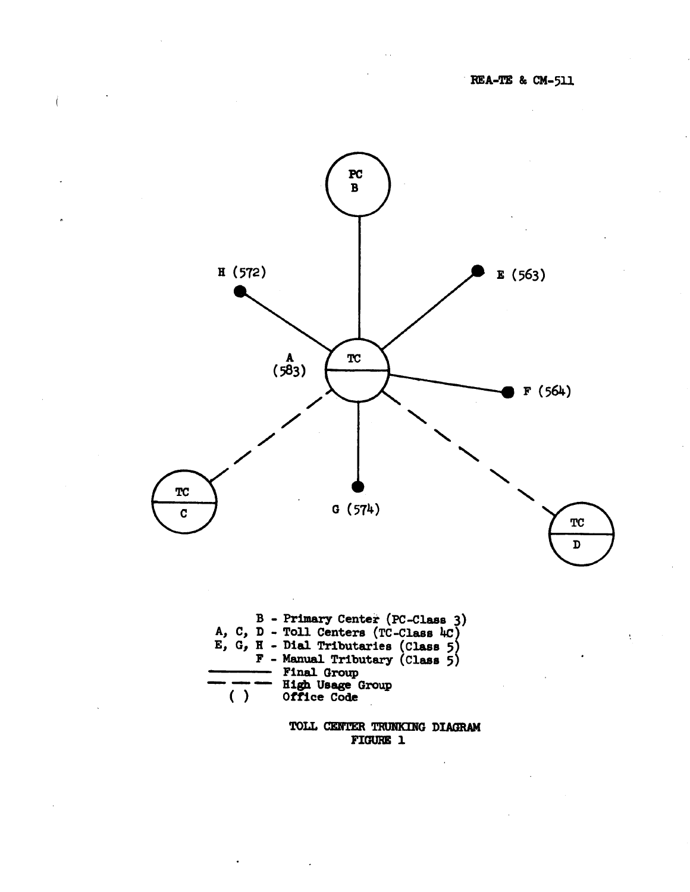PC
B

H (572)

E (563)

A
(583)

TC

F (564)

TC
C

G (574)

TC
D

B - Primary Center (PC-Class 3)
A, C, D - Toll Centers (TC-Class 4C)
E, G, H - Dial Tributaries (Class 5)
F - Manual Tributary (Class 5)
——— Final Group
— — — High Usage Group
( ) Office Code

TOLL CENTER TRUNKING DIAGRAM
FIGURE 1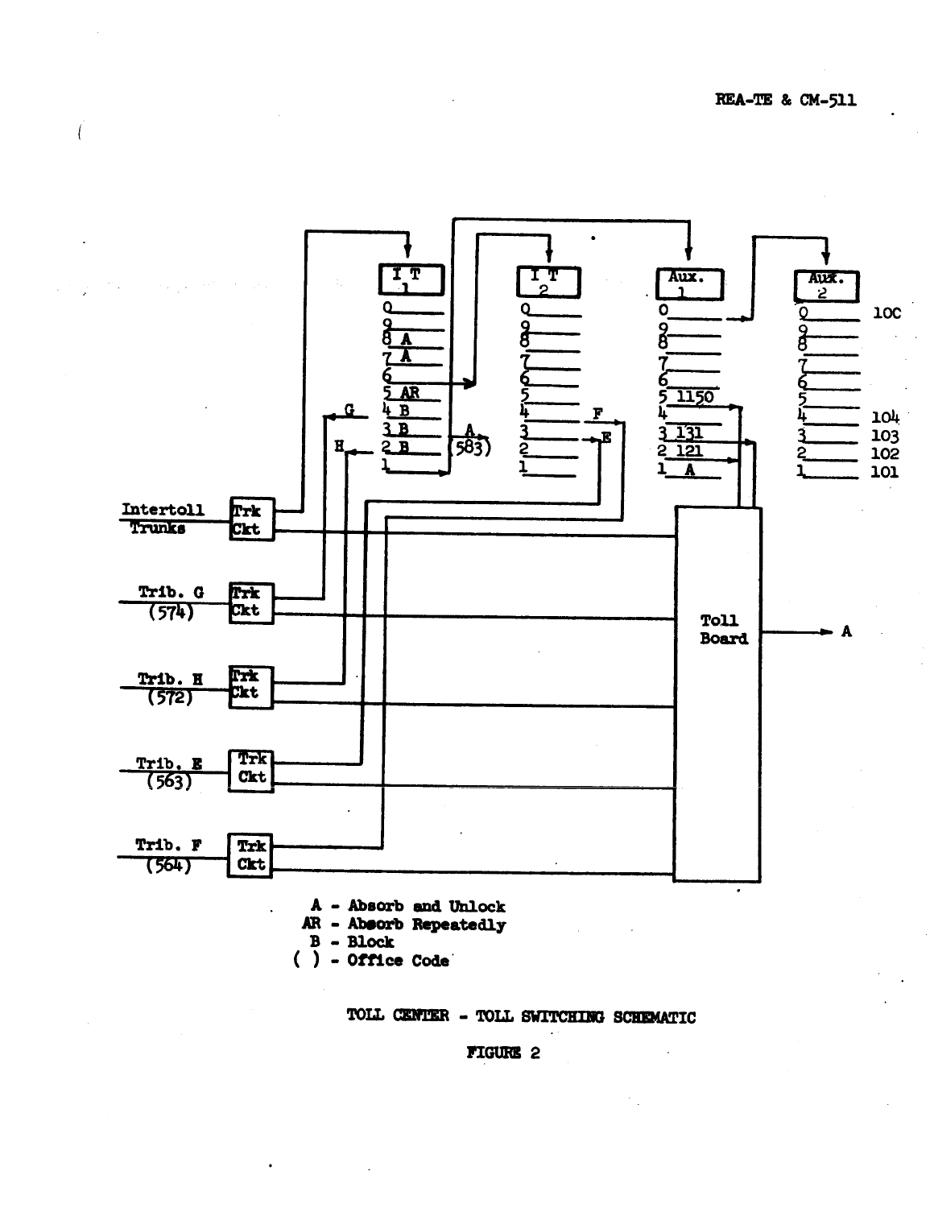I T 1

0
9
8 A
7 A
6
5 AR
4 B
3 B
2 B
1

I T 2

0
9
8
7
6
5
4
3
2
1

Aux. 1

0
9
8
7
6
5 1150
4
3 131
2 121
1 A

Aux. 2

0 10C
9
8
7
6
5
4 104
3 103
2 102
1 101

G, H, A (583), F, E

Intertoll Trunks — Trk Ckt

Trib. G (574) — Trk Ckt

Trib. H (572) — Trk Ckt

Trib. E (563) — Trk Ckt

Trib. F (564) — Trk Ckt

Toll Board → A

A - Absorb and Unlock
AR - Absorb Repeatedly
B - Block
( ) - Office Code

TOLL CENTER - TOLL SWITCHING SCHEMATIC

FIGURE 2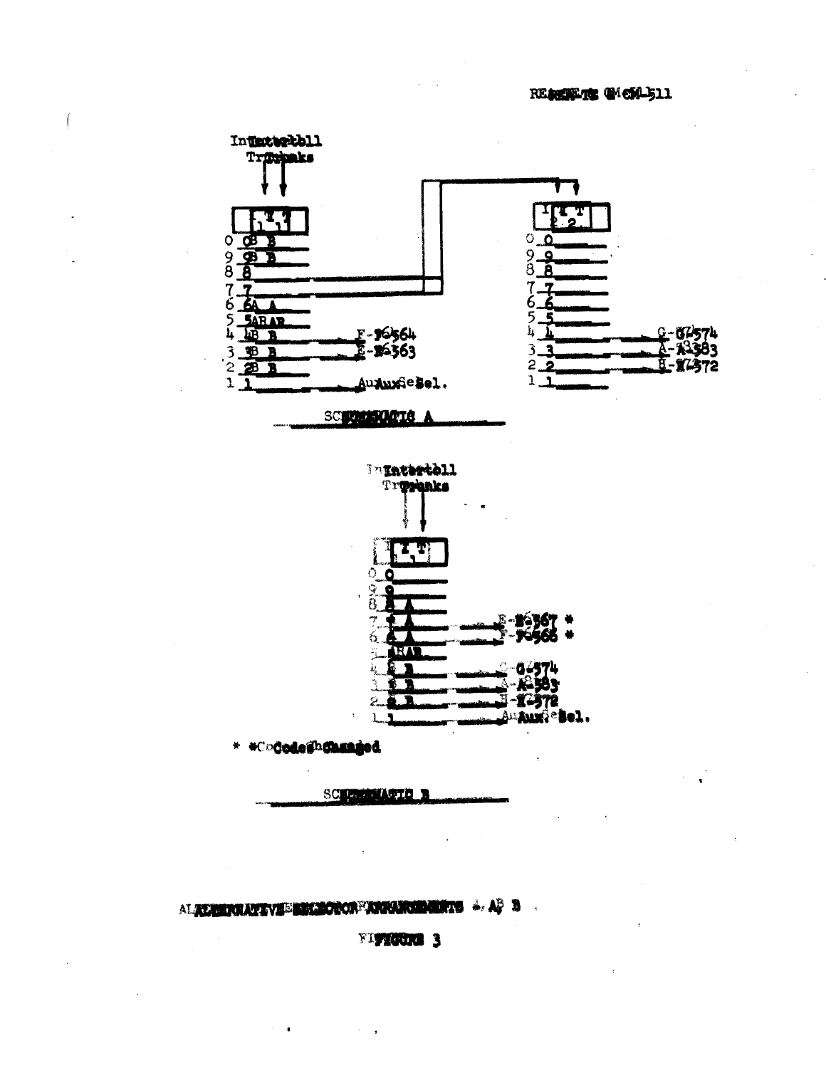REFERENCE CM-511

Intertoll Trunks

| | IT 1 |
|---|---|
| 0 | 0 B |
| 9 | 9 B |
| 8 | 8 |
| 7 | 7 |
| 6 | 6 A |
| 5 | 5 AR |
| 4 | 4 B → F-564 |
| 3 | 3 B → E-563 |
| 2 | 2 B |
| 1 | 1 → Aux. Sel. |

| | IT 2 |
|---|---|
| 0 | 0 |
| 9 | 9 |
| 8 | 8 |
| 7 | 7 |
| 6 | 6 |
| 5 | 5 |
| 4 | 4 → G-574 |
| 3 | 3 → A-583 |
| 2 | 2 → H-572 |
| 1 | 1 |

SCHEMATIC A

Intertoll Trunks

| | IT 1 |
|---|---|
| 0 | 0 |
| 9 | 9 |
| 8 | 8 A |
| 7 | 7 A → E-567 * |
| 6 | 6 A → F-566 * |
| 5 | 5 AR |
| 4 | 4 B → G-574 |
| 3 | 3 B → A-583 |
| 2 | 2 B → H-572 |
| 1 | 1 → Aux. Sel. |

\* Code Changed

SCHEMATIC B

ALTERNATIVE SELECTOR ARRANGEMENTS A, B

FIGURE 3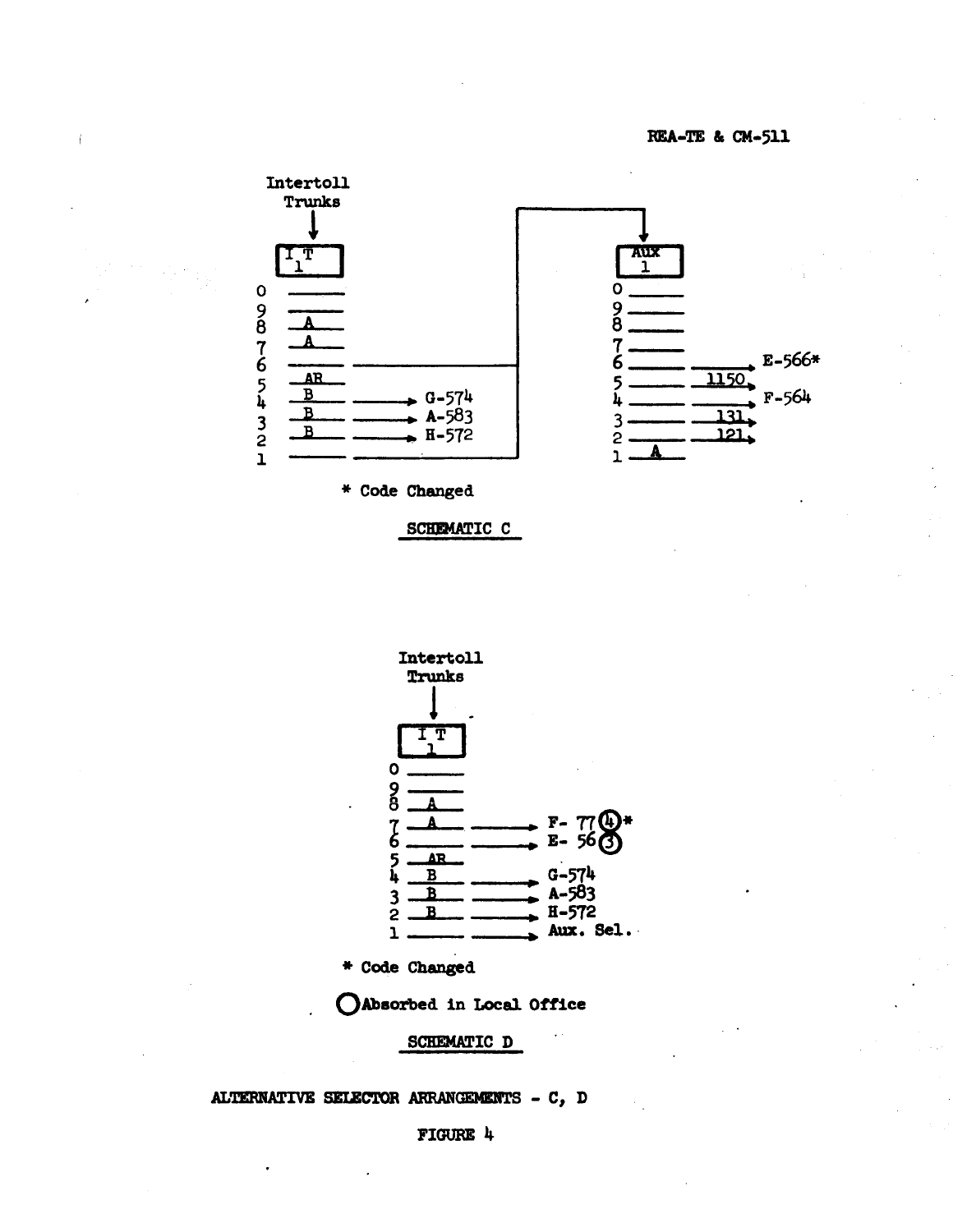Intertoll Trunks

| I T 1 | Level | Destination |
|---|---|---|
| 0 | | |
| 9 | | |
| 8 | A | |
| 7 | A | |
| 6 | | → Aux 1 |
| 5 | AR | |
| 4 | B | G-574 |
| 3 | B | A-583 |
| 2 | B | H-572 |
| 1 | | → Aux 1 |

| Aux 1 | Level | Destination |
|---|---|---|
| 0 | | |
| 9 | | |
| 8 | | |
| 7 | | |
| 6 | | E-566* |
| 5 | | 1150 |
| 4 | | F-564 |
| 3 | | 131 |
| 2 | | 121 |
| 1 | A | |

\* Code Changed

SCHEMATIC C

Intertoll Trunks

| I T 1 | Level | Destination |
|---|---|---|
| 0 | | |
| 9 | | |
| 8 | A | |
| 7 | A | F- 77(4)* |
| 6 | | E- 56(3) |
| 5 | AR | |
| 4 | B | G-574 |
| 3 | B | A-583 |
| 2 | B | H-572 |
| 1 | | Aux. Sel. |

\* Code Changed

( ) Absorbed in Local Office

SCHEMATIC D

ALTERNATIVE SELECTOR ARRANGEMENTS - C, D

FIGURE 4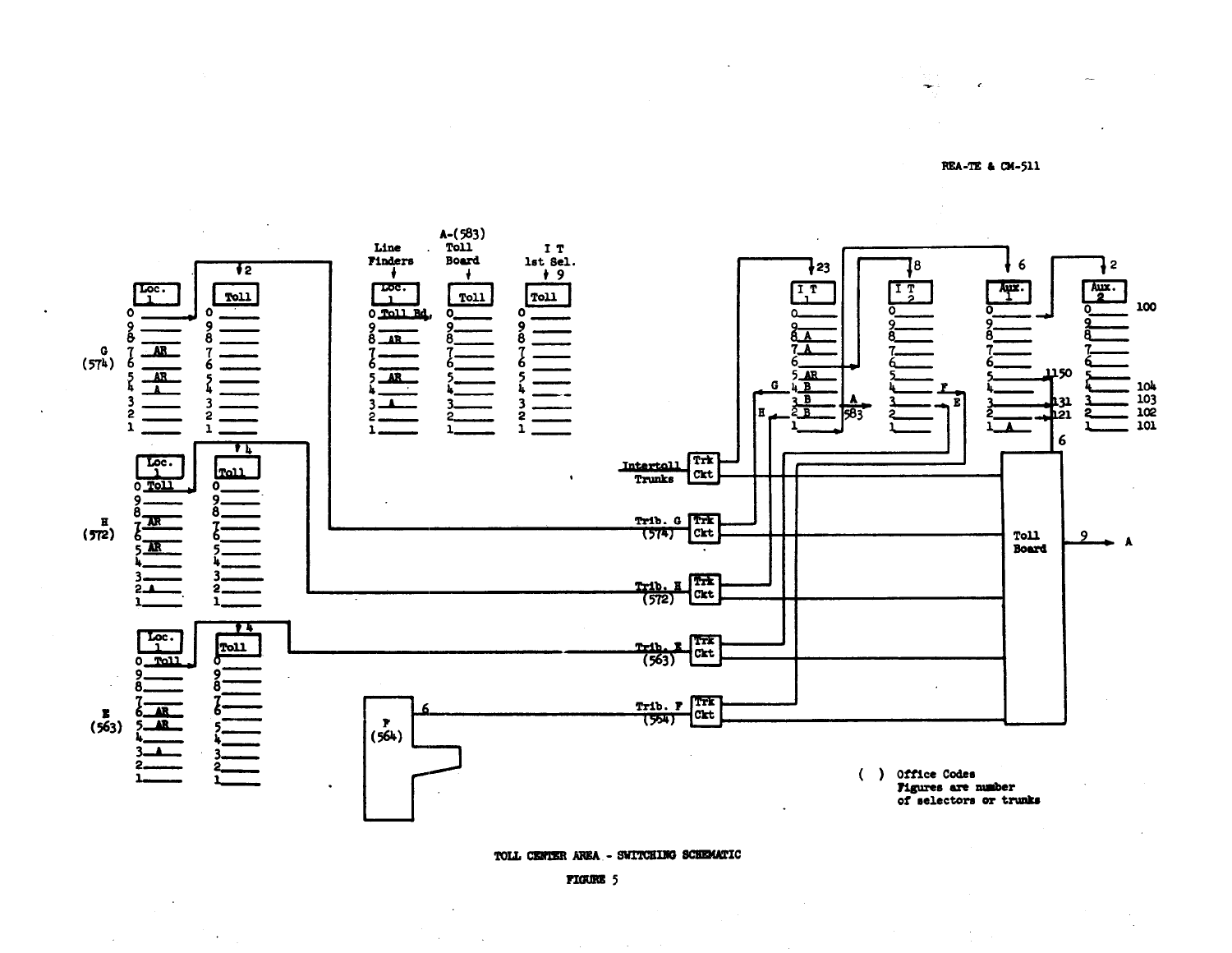REA-TE & CM-511

( ) Office Codes
Figures are number
of selectors or trunks

TOLL CENTER AREA - SWITCHING SCHEMATIC

FIGURE 5